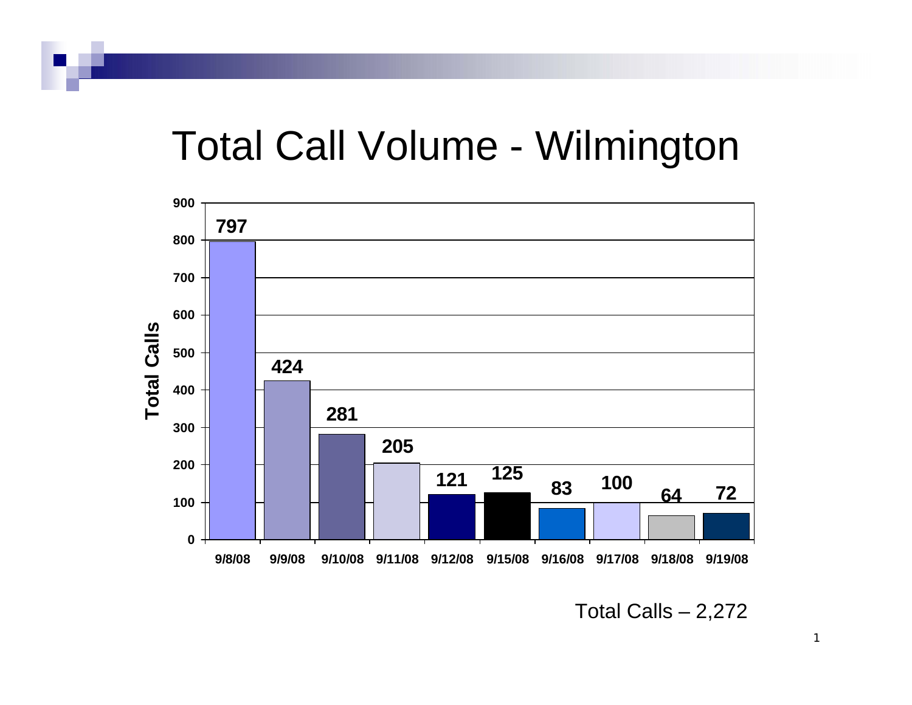# Total Call Volume - Wilmington

| Date | Total Calls |
|---|---|
| 9/8/08 | 797 |
| 9/9/08 | 424 |
| 9/10/08 | 281 |
| 9/11/08 | 205 |
| 9/12/08 | 121 |
| 9/15/08 | 125 |
| 9/16/08 | 83 |
| 9/17/08 | 100 |
| 9/18/08 | 64 |
| 9/19/08 | 72 |

Total Calls – 2,272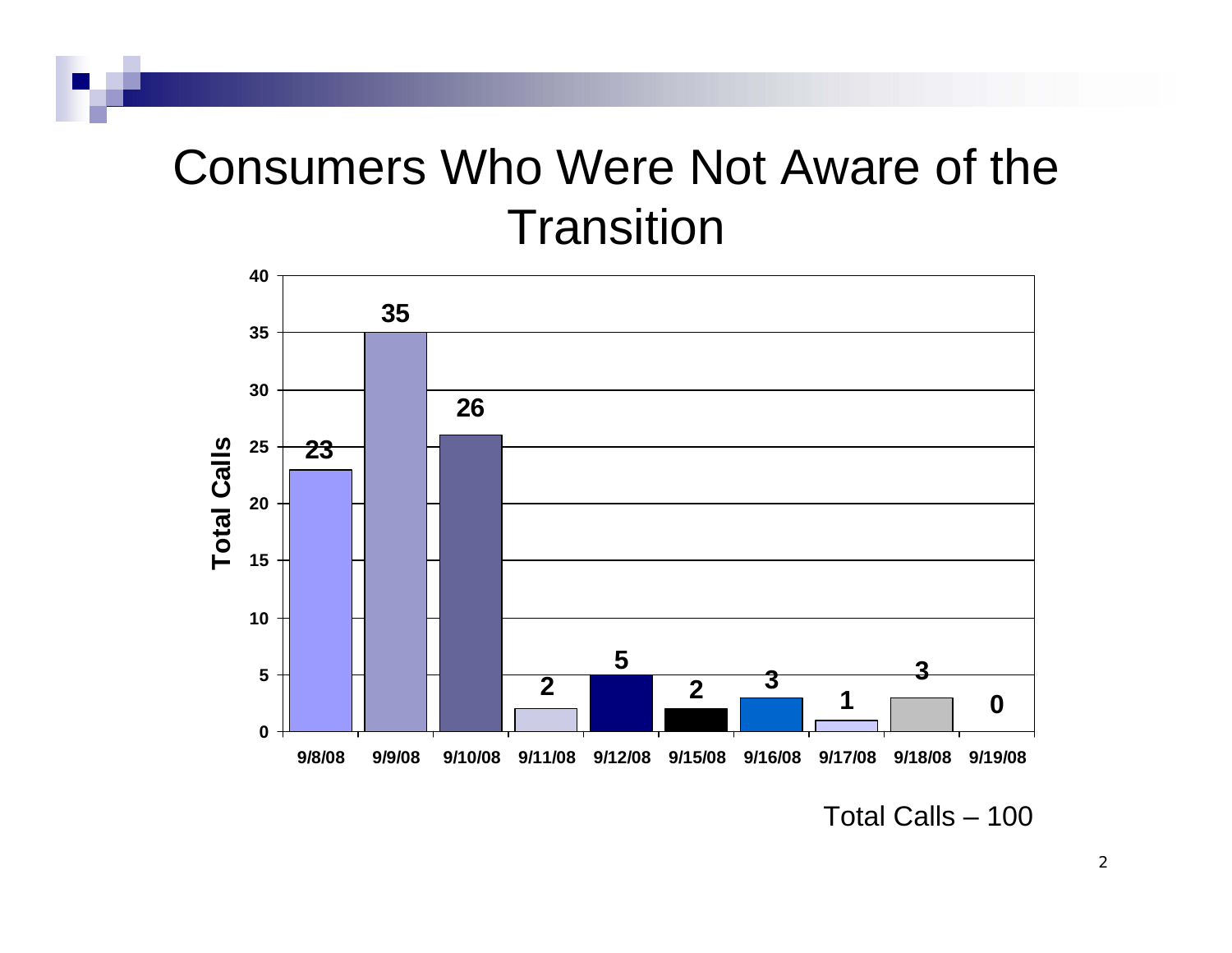# Consumers Who Were Not Aware of the Transition

| Date | Total Calls |
|---|---|
| 9/8/08 | 23 |
| 9/9/08 | 35 |
| 9/10/08 | 26 |
| 9/11/08 | 2 |
| 9/12/08 | 5 |
| 9/15/08 | 2 |
| 9/16/08 | 3 |
| 9/17/08 | 1 |
| 9/18/08 | 3 |
| 9/19/08 | 0 |

Total Calls – 100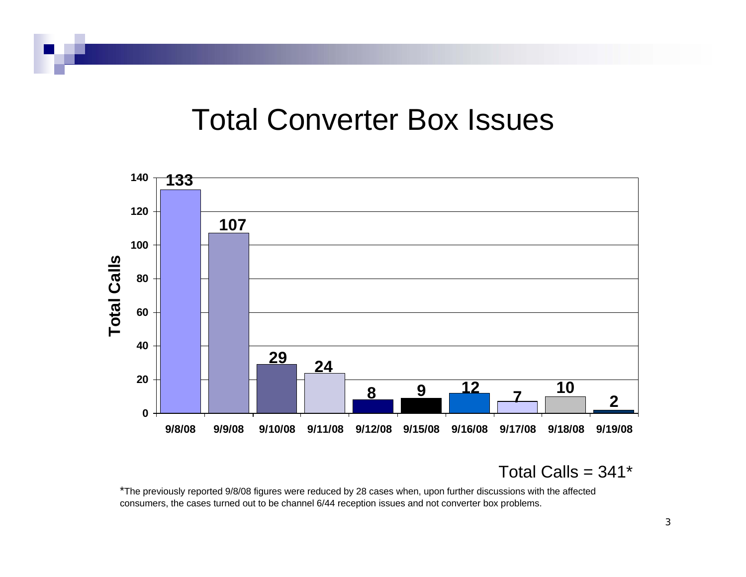# Total Converter Box Issues

| Date | Total Calls |
|---|---|
| 9/8/08 | 133 |
| 9/9/08 | 107 |
| 9/10/08 | 29 |
| 9/11/08 | 24 |
| 9/12/08 | 8 |
| 9/15/08 | 9 |
| 9/16/08 | 12 |
| 9/17/08 | 7 |
| 9/18/08 | 10 |
| 9/19/08 | 2 |

Total Calls = 341*

*The previously reported 9/8/08 figures were reduced by 28 cases when, upon further discussions with the affected consumers, the cases turned out to be channel 6/44 reception issues and not converter box problems.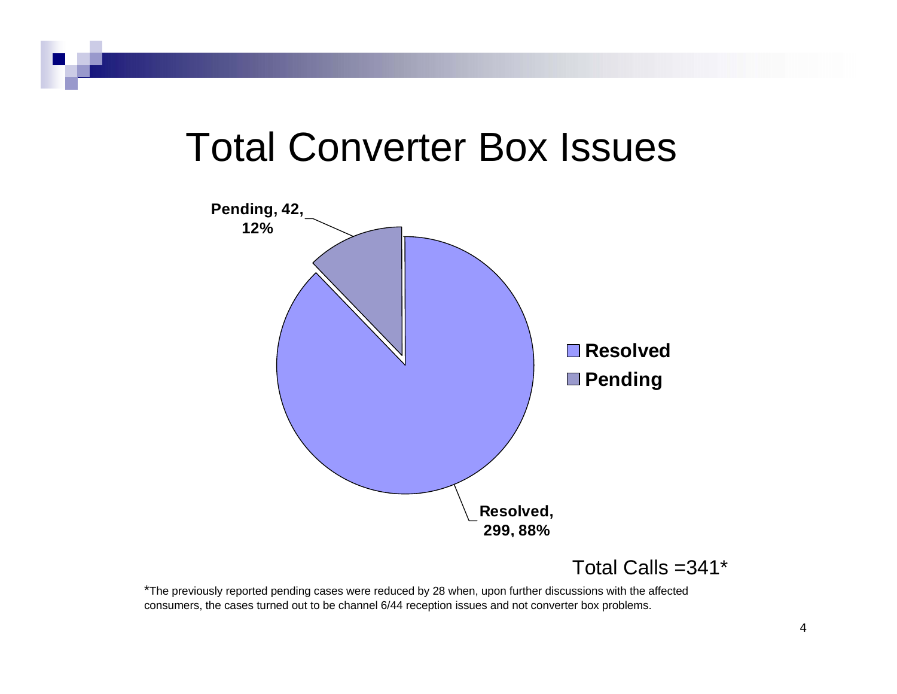# Total Converter Box Issues

Pending, 42, 12%

Resolved, 299, 88%

- Resolved
- Pending

Total Calls =341*

*The previously reported pending cases were reduced by 28 when, upon further discussions with the affected consumers, the cases turned out to be channel 6/44 reception issues and not converter box problems.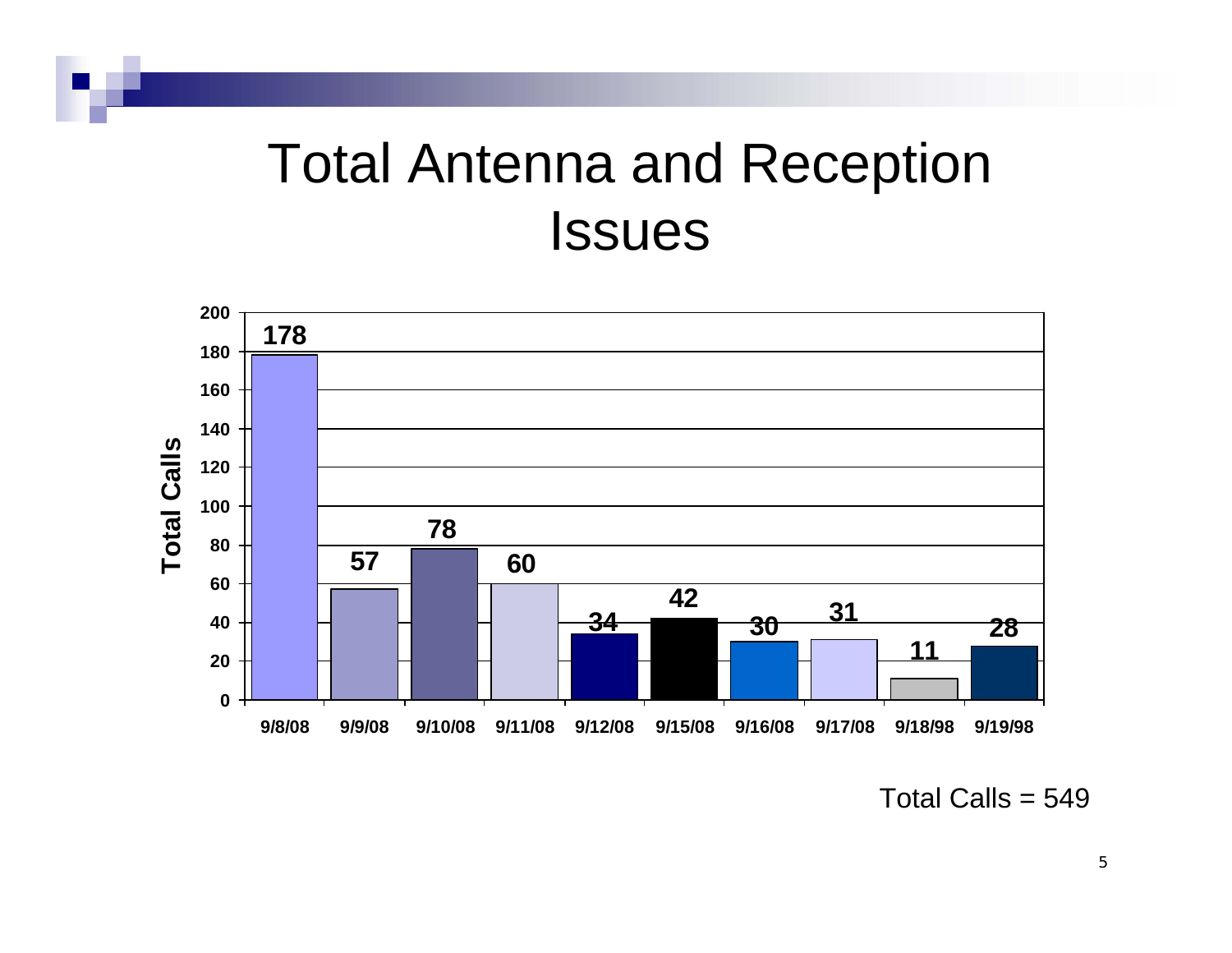# Total Antenna and Reception Issues

| Date | Total Calls |
| --- | --- |
| 9/8/08 | 178 |
| 9/9/08 | 57 |
| 9/10/08 | 78 |
| 9/11/08 | 60 |
| 9/12/08 | 34 |
| 9/15/08 | 42 |
| 9/16/08 | 30 |
| 9/17/08 | 31 |
| 9/18/98 | 11 |
| 9/19/98 | 28 |

Total Calls = 549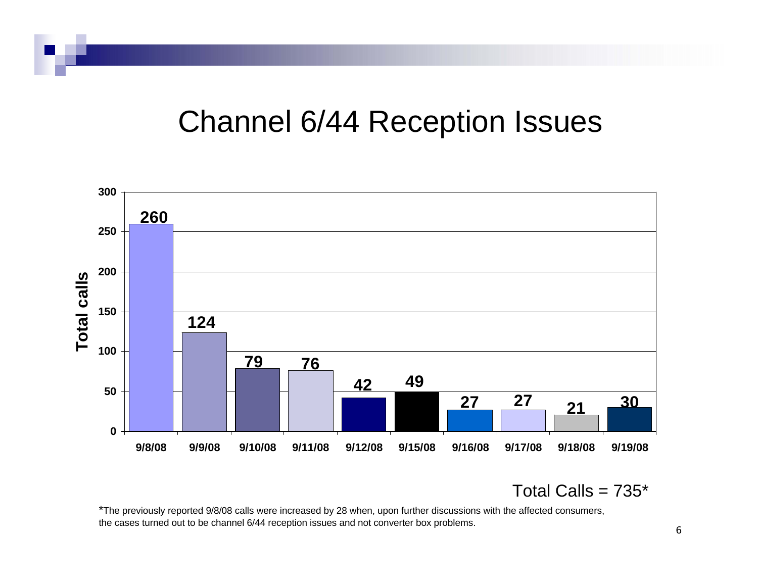# Channel 6/44 Reception Issues

| Date | Total calls |
|---|---|
| 9/8/08 | 260 |
| 9/9/08 | 124 |
| 9/10/08 | 79 |
| 9/11/08 | 76 |
| 9/12/08 | 42 |
| 9/15/08 | 49 |
| 9/16/08 | 27 |
| 9/17/08 | 27 |
| 9/18/08 | 21 |
| 9/19/08 | 30 |

Total Calls = 735*

*The previously reported 9/8/08 calls were increased by 28 when, upon further discussions with the affected consumers, the cases turned out to be channel 6/44 reception issues and not converter box problems.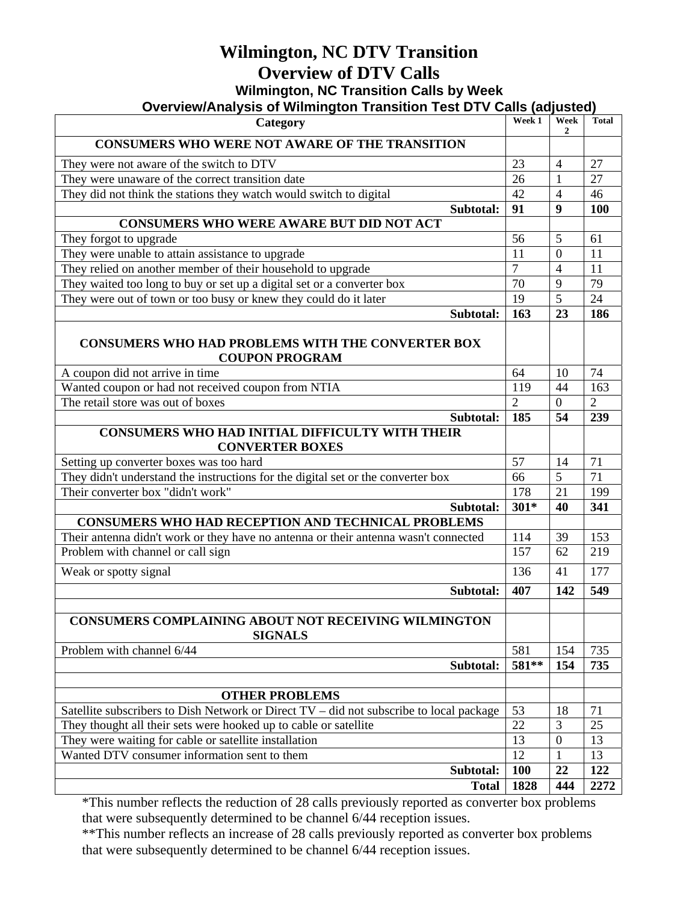# Wilmington, NC DTV Transition

# Overview of DTV Calls

### Wilmington, NC Transition Calls by Week

### Overview/Analysis of Wilmington Transition Test DTV Calls (adjusted)

| Category | Week 1 | Week 2 | Total |
|---|---|---|---|
| **CONSUMERS WHO WERE NOT AWARE OF THE TRANSITION** | | | |
| They were not aware of the switch to DTV | 23 | 4 | 27 |
| They were unaware of the correct transition date | 26 | 1 | 27 |
| They did not think the stations they watch would switch to digital | 42 | 4 | 46 |
| **Subtotal:** | **91** | **9** | **100** |
| **CONSUMERS WHO WERE AWARE BUT DID NOT ACT** | | | |
| They forgot to upgrade | 56 | 5 | 61 |
| They were unable to attain assistance to upgrade | 11 | 0 | 11 |
| They relied on another member of their household to upgrade | 7 | 4 | 11 |
| They waited too long to buy or set up a digital set or a converter box | 70 | 9 | 79 |
| They were out of town or too busy or knew they could do it later | 19 | 5 | 24 |
| **Subtotal:** | **163** | **23** | **186** |
| **CONSUMERS WHO HAD PROBLEMS WITH THE CONVERTER BOX COUPON PROGRAM** | | | |
| A coupon did not arrive in time | 64 | 10 | 74 |
| Wanted coupon or had not received coupon from NTIA | 119 | 44 | 163 |
| The retail store was out of boxes | 2 | 0 | 2 |
| **Subtotal:** | **185** | **54** | **239** |
| **CONSUMERS WHO HAD INITIAL DIFFICULTY WITH THEIR CONVERTER BOXES** | | | |
| Setting up converter boxes was too hard | 57 | 14 | 71 |
| They didn't understand the instructions for the digital set or the converter box | 66 | 5 | 71 |
| Their converter box "didn't work" | 178 | 21 | 199 |
| **Subtotal:** | **301*** | **40** | **341** |
| **CONSUMERS WHO HAD RECEPTION AND TECHNICAL PROBLEMS** | | | |
| Their antenna didn't work or they have no antenna or their antenna wasn't connected | 114 | 39 | 153 |
| Problem with channel or call sign | 157 | 62 | 219 |
| Weak or spotty signal | 136 | 41 | 177 |
| **Subtotal:** | **407** | **142** | **549** |
| | | | |
| **CONSUMERS COMPLAINING ABOUT NOT RECEIVING WILMINGTON SIGNALS** | | | |
| Problem with channel 6/44 | 581 | 154 | 735 |
| **Subtotal:** | **581**** | **154** | **735** |
| | | | |
| **OTHER PROBLEMS** | | | |
| Satellite subscribers to Dish Network or Direct TV – did not subscribe to local package | 53 | 18 | 71 |
| They thought all their sets were hooked up to cable or satellite | 22 | 3 | 25 |
| They were waiting for cable or satellite installation | 13 | 0 | 13 |
| Wanted DTV consumer information sent to them | 12 | 1 | 13 |
| **Subtotal:** | **100** | **22** | **122** |
| **Total** | **1828** | **444** | **2272** |

*This number reflects the reduction of 28 calls previously reported as converter box problems that were subsequently determined to be channel 6/44 reception issues.

**This number reflects an increase of 28 calls previously reported as converter box problems that were subsequently determined to be channel 6/44 reception issues.